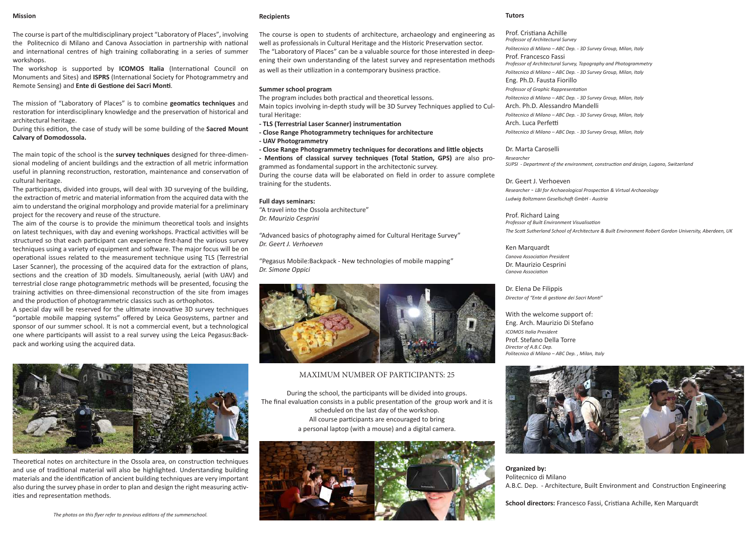## Mission

The course is part of the multidisciplinary project "Laboratory of Places", involving the Politecnico di Milano and Canova Association in partnership with national and international centres of high training collaborating in a series of summer workshops.
The workshop is supported by **ICOMOS Italia** (International Council on Monuments and Sites) and **ISPRS** (International Society for Photogrammetry and Remote Sensing) and **Ente di Gestione dei Sacri Monti**.

The mission of "Laboratory of Places" is to combine **geomatics techniques** and restoration for interdisciplinary knowledge and the preservation of historical and architectural heritage.
During this edition, the case of study will be some building of the **Sacred Mount Calvary of Domodossola.**

The main topic of the school is the **survey techniques** designed for three-dimensional modeling of ancient buildings and the extraction of all metric information useful in planning reconstruction, restoration, maintenance and conservation of cultural heritage.
The participants, divided into groups, will deal with 3D surveying of the building, the extraction of metric and material information from the acquired data with the aim to understand the original morphology and provide material for a preliminary project for the recovery and reuse of the structure.
The aim of the course is to provide the minimum theoretical tools and insights on latest techniques, with day and evening workshops. Practical activities will be structured so that each participant can experience first-hand the various survey techniques using a variety of equipment and software. The major focus will be on operational issues related to the measurement technique using TLS (Terrestrial Laser Scanner), the processing of the acquired data for the extraction of plans, sections and the creation of 3D models. Simultaneously, aerial (with UAV) and terrestrial close range photogrammetric methods will be presented, focusing the training activities on three-dimensional reconstruction of the site from images and the production of photogrammetric classics such as orthophotos.
A special day will be reserved for the ultimate innovative 3D survey techniques "portable mobile mapping systems" offered by Leica Geosystems, partner and sponsor of our summer school. It is not a commercial event, but a technological one where participants will assist to a real survey using the Leica Pegasus:Backpack and working using the acquired data.

Theoretical notes on architecture in the Ossola area, on construction techniques and use of traditional material will also be highlighted. Understanding building materials and the identification of ancient building techniques are very important also during the survey phase in order to plan and design the right measuring activities and representation methods.

*The photos on this flyer refer to previous editions of the summerschool.*

## Recipients

The course is open to students of architecture, archaeology and engineering as well as professionals in Cultural Heritage and the Historic Preservation sector.
The "Laboratory of Places" can be a valuable source for those interested in deepening their own understanding of the latest survey and representation methods as well as their utilization in a contemporary business practice.

**Summer school program**

The program includes both practical and theoretical lessons.
Main topics involving in-depth study will be 3D Survey Techniques applied to Cultural Heritage:

- **TLS (Terrestrial Laser Scanner) instrumentation**
- **Close Range Photogrammetry techniques for architecture**
- **UAV Photogrammetry**
- **Close Range Photogrammetry techniques for decorations and little objects**
- **Mentions of classical survey techniques (Total Station, GPS)** are also programmed as fondamental support in the architectonic survey.

During the course data will be elaborated on field in order to assure complete training for the students.

**Full days seminars:**

"A travel into the Ossola architecture"
*Dr. Maurizio Cesprini*

"Advanced basics of photography aimed for Cultural Heritage Survey"
*Dr. Geert J. Verhoeven*

"Pegasus Mobile:Backpack - New technologies of mobile mapping"
*Dr. Simone Oppici*

MAXIMUM NUMBER OF PARTICIPANTS: 25

During the school, the participants will be divided into groups.
The final evaluation consists in a public presentation of the group work and it is scheduled on the last day of the workshop.
All course participants are encouraged to bring
a personal laptop (with a mouse) and a digital camera.

## Tutors

Prof. Cristiana Achille
*Professor of Architectural Survey*
*Politecnico di Milano – ABC Dep. - 3D Survey Group, Milan, Italy*

Prof. Francesco Fassi
*Professor of Architectural Survey, Topography and Photogrammetry*
*Politecnico di Milano – ABC Dep. - 3D Survey Group, Milan, Italy*

Eng. Ph.D. Fausta Fiorillo
*Professor of Graphic Rappresentation*
*Politecnico di Milano – ABC Dep. - 3D Survey Group, Milan, Italy*

Arch. Ph.D. Alessandro Mandelli
*Politecnico di Milano – ABC Dep. - 3D Survey Group, Milan, Italy*

Arch. Luca Perfetti
*Politecnico di Milano – ABC Dep. - 3D Survey Group, Milan, Italy*

Dr. Marta Caroselli
*Researcher*
*SUPSI - Department of the environment, construction and design, Lugano, Switzerland*

Dr. Geert J. Verhoeven
*Researcher - LBI for Archaeological Prospection & Virtual Archaeology*
*Ludwig Boltzmann Gesellschaft GmbH - Austria*

Prof. Richard Laing
*Professor of Built Environment Visualisation*
*The Scott Sutherland School of Architecture & Built Environment Robert Gordon University, Aberdeen, UK*

Ken Marquardt
*Canova Association President*

Dr. Maurizio Cesprini
*Canova Association*

Dr. Elena De Filippis
*Director of "Ente di gestione dei Sacri Monti"*

With the welcome support of:

Eng. Arch. Maurizio Di Stefano
*ICOMOS Italia President*

Prof. Stefano Della Torre
*Director of A.B.C Dep.*
*Politecnico di Milano – ABC Dep. , Milan, Italy*

**Organized by:**
Politecnico di Milano
A.B.C. Dep. - Architecture, Built Environment and Construction Engineering

**School directors:** Francesco Fassi, Cristiana Achille, Ken Marquardt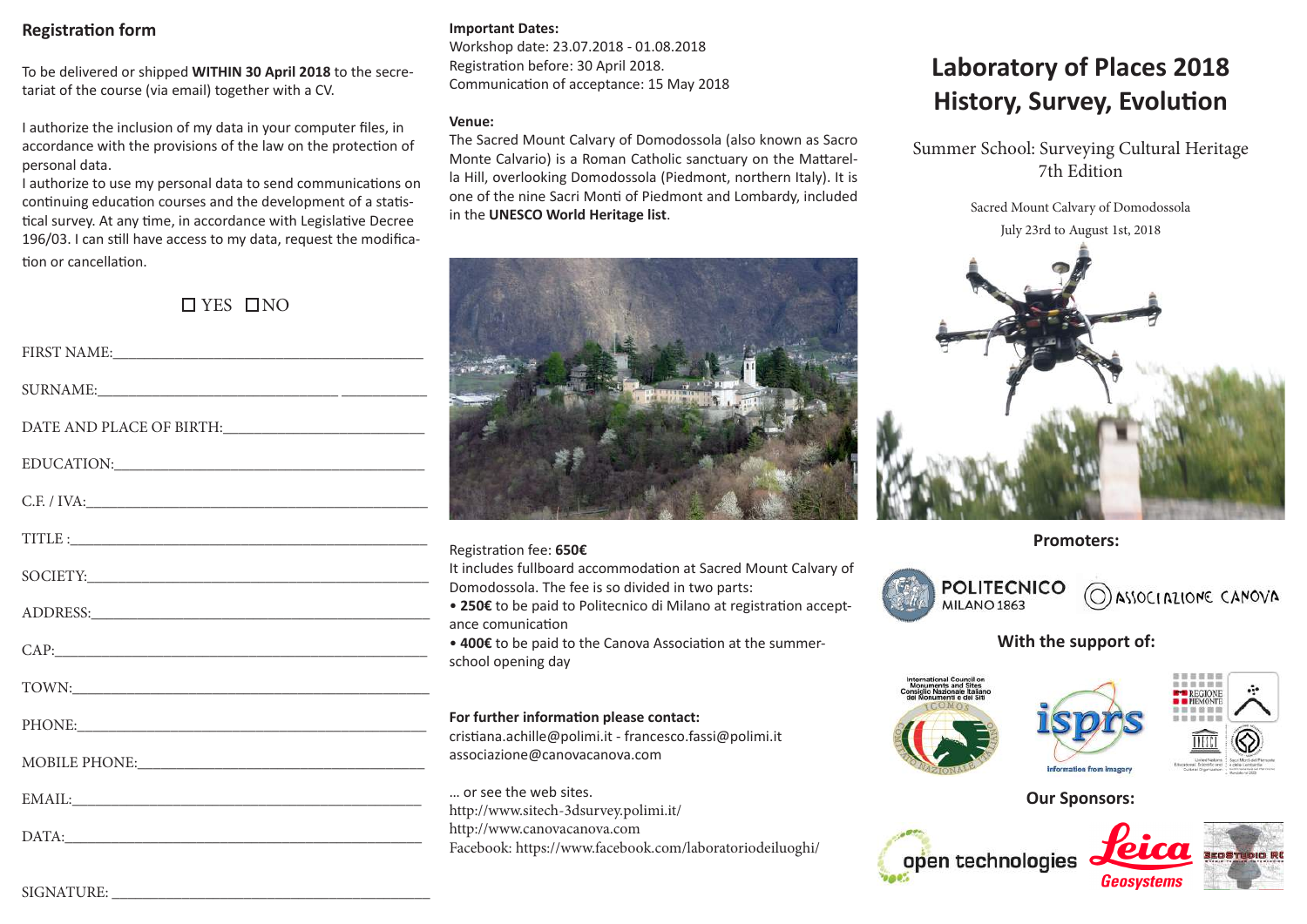## Registration form

To be delivered or shipped **WITHIN 30 April 2018** to the secretariat of the course (via email) together with a CV.

I authorize the inclusion of my data in your computer files, in accordance with the provisions of the law on the protection of personal data.
I authorize to use my personal data to send communications on continuing education courses and the development of a statistical survey. At any time, in accordance with Legislative Decree 196/03. I can still have access to my data, request the modification or cancellation.

☐ YES ☐ NO

FIRST NAME:\_\_\_\_\_\_\_\_\_\_\_\_\_\_\_\_\_\_\_\_\_\_\_\_\_\_\_\_\_\_\_\_

SURNAME:\_\_\_\_\_\_\_\_\_\_\_\_\_\_\_\_\_\_\_\_\_\_\_\_\_\_\_\_\_\_\_\_

DATE AND PLACE OF BIRTH:\_\_\_\_\_\_\_\_\_\_\_\_\_\_\_\_\_\_\_\_

EDUCATION:\_\_\_\_\_\_\_\_\_\_\_\_\_\_\_\_\_\_\_\_\_\_\_\_\_\_\_\_\_\_\_\_

C.F. / IVA:\_\_\_\_\_\_\_\_\_\_\_\_\_\_\_\_\_\_\_\_\_\_\_\_\_\_\_\_\_\_\_\_

TITLE :\_\_\_\_\_\_\_\_\_\_\_\_\_\_\_\_\_\_\_\_\_\_\_\_\_\_\_\_\_\_\_\_

SOCIETY:\_\_\_\_\_\_\_\_\_\_\_\_\_\_\_\_\_\_\_\_\_\_\_\_\_\_\_\_\_\_\_\_

ADDRESS:\_\_\_\_\_\_\_\_\_\_\_\_\_\_\_\_\_\_\_\_\_\_\_\_\_\_\_\_\_\_\_\_

CAP:\_\_\_\_\_\_\_\_\_\_\_\_\_\_\_\_\_\_\_\_\_\_\_\_\_\_\_\_\_\_\_\_

TOWN:\_\_\_\_\_\_\_\_\_\_\_\_\_\_\_\_\_\_\_\_\_\_\_\_\_\_\_\_\_\_\_\_

PHONE:\_\_\_\_\_\_\_\_\_\_\_\_\_\_\_\_\_\_\_\_\_\_\_\_\_\_\_\_\_\_\_\_

MOBILE PHONE:\_\_\_\_\_\_\_\_\_\_\_\_\_\_\_\_\_\_\_\_\_\_\_\_\_\_\_\_\_\_\_\_

EMAIL:\_\_\_\_\_\_\_\_\_\_\_\_\_\_\_\_\_\_\_\_\_\_\_\_\_\_\_\_\_\_\_\_

DATA:\_\_\_\_\_\_\_\_\_\_\_\_\_\_\_\_\_\_\_\_\_\_\_\_\_\_\_\_\_\_\_\_

SIGNATURE: \_\_\_\_\_\_\_\_\_\_\_\_\_\_\_\_\_\_\_\_\_\_\_\_\_\_\_\_\_\_\_\_

**Important Dates:**
Workshop date: 23.07.2018 - 01.08.2018
Registration before: 30 April 2018.
Communication of acceptance: 15 May 2018

**Venue:**
The Sacred Mount Calvary of Domodossola (also known as Sacro Monte Calvario) is a Roman Catholic sanctuary on the Mattarella Hill, overlooking Domodossola (Piedmont, northern Italy). It is one of the nine Sacri Monti of Piedmont and Lombardy, included in the **UNESCO World Heritage list**.

Registration fee: **650€**
It includes fullboard accommodation at Sacred Mount Calvary of Domodossola. The fee is so divided in two parts:
- **250€** to be paid to Politecnico di Milano at registration acceptance comunication
- **400€** to be paid to the Canova Association at the summer-school opening day

**For further information please contact:**
cristiana.achille@polimi.it - francesco.fassi@polimi.it
associazione@canovacanova.com

... or see the web sites.
http://www.sitech-3dsurvey.polimi.it/
http://www.canovacanova.com
Facebook: https://www.facebook.com/laboratoriodeiluoghi/

# Laboratory of Places 2018
# History, Survey, Evolution

Summer School: Surveying Cultural Heritage
7th Edition

Sacred Mount Calvary of Domodossola
July 23rd to August 1st, 2018

**Promoters:**

POLITECNICO MILANO 1863
ASSOCIAZIONE CANOVA

**With the support of:**

International Council on Monuments and Sites – Consiglio Nazionale Italiano dei Monumenti e dei Siti – ICOMOS Comitato Nazionale Italiano
isprs – information from imagery
Regione Piemonte

**Our Sponsors:**

open technologies
Leica Geosystems
GEOSTUDIO RC